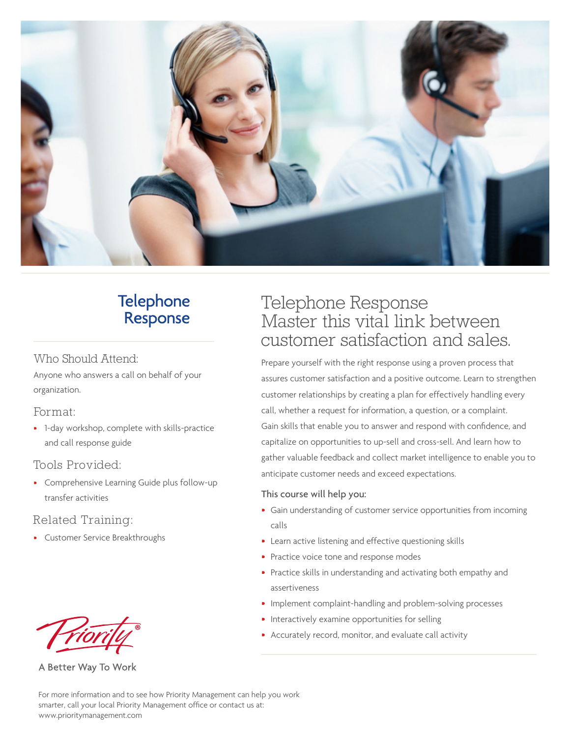# Telephone Response

### Who Should Attend:

Anyone who answers a call on behalf of your organization.

### Format:

- 1-day workshop, complete with skills-practice and call response guide

### Tools Provided:

- Comprehensive Learning Guide plus follow-up transfer activities

### Related Training:

- Customer Service Breakthroughs

## Telephone Response Master this vital link between customer satisfaction and sales.

Prepare yourself with the right response using a proven process that assures customer satisfaction and a positive outcome. Learn to strengthen customer relationships by creating a plan for effectively handling every call, whether a request for information, a question, or a complaint. Gain skills that enable you to answer and respond with confidence, and capitalize on opportunities to up-sell and cross-sell. And learn how to gather valuable feedback and collect market intelligence to enable you to anticipate customer needs and exceed expectations.

**This course will help you:**

- Gain understanding of customer service opportunities from incoming calls
- Learn active listening and effective questioning skills
- Practice voice tone and response modes
- Practice skills in understanding and activating both empathy and assertiveness
- Implement complaint-handling and problem-solving processes
- Interactively examine opportunities for selling
- Accurately record, monitor, and evaluate call activity

Priority®

A Better Way To Work

For more information and to see how Priority Management can help you work smarter, call your local Priority Management office or contact us at: www.prioritymanagement.com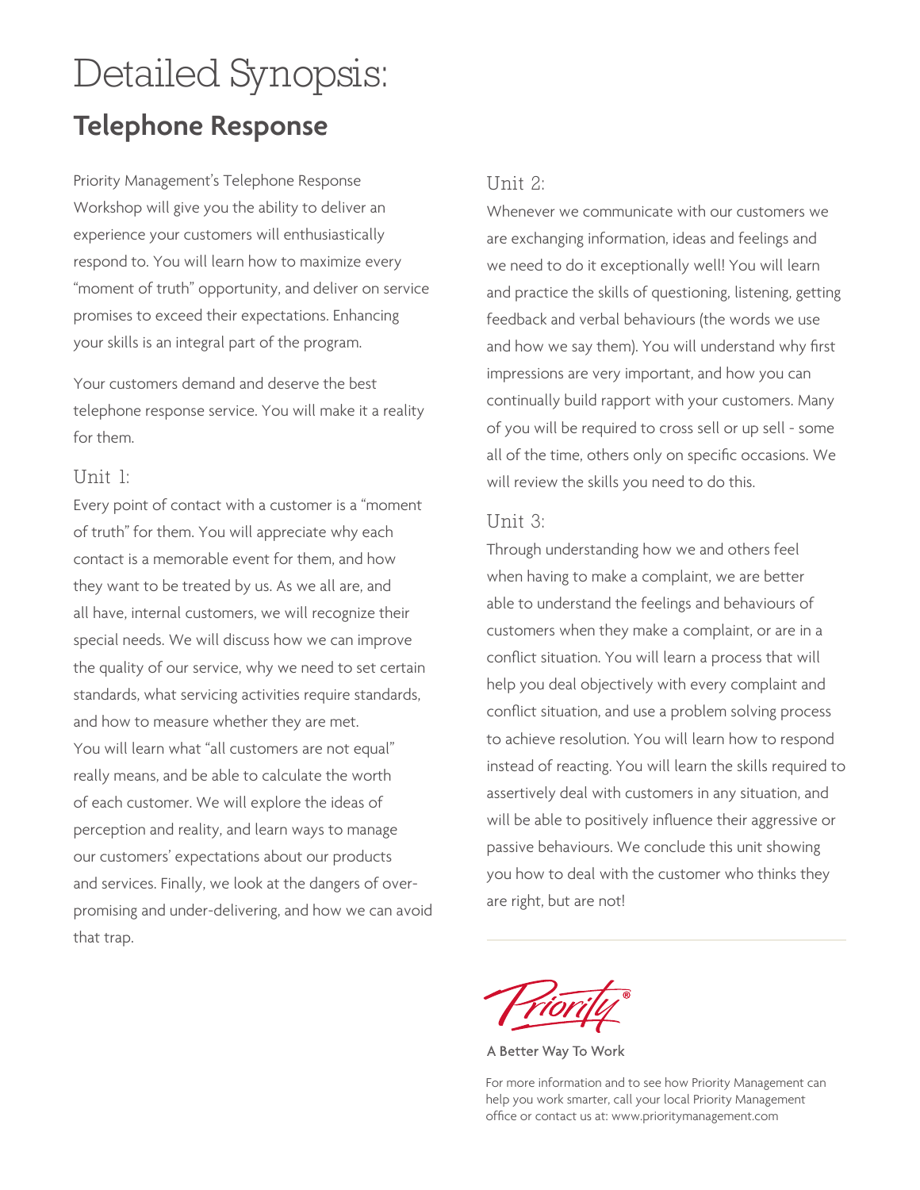# Detailed Synopsis:

## Telephone Response

Priority Management's Telephone Response Workshop will give you the ability to deliver an experience your customers will enthusiastically respond to. You will learn how to maximize every "moment of truth" opportunity, and deliver on service promises to exceed their expectations. Enhancing your skills is an integral part of the program.

Your customers demand and deserve the best telephone response service. You will make it a reality for them.

### Unit 1:

Every point of contact with a customer is a "moment of truth" for them. You will appreciate why each contact is a memorable event for them, and how they want to be treated by us. As we all are, and all have, internal customers, we will recognize their special needs. We will discuss how we can improve the quality of our service, why we need to set certain standards, what servicing activities require standards, and how to measure whether they are met. You will learn what "all customers are not equal" really means, and be able to calculate the worth of each customer. We will explore the ideas of perception and reality, and learn ways to manage our customers' expectations about our products and services. Finally, we look at the dangers of over-promising and under-delivering, and how we can avoid that trap.

### Unit 2:

Whenever we communicate with our customers we are exchanging information, ideas and feelings and we need to do it exceptionally well! You will learn and practice the skills of questioning, listening, getting feedback and verbal behaviours (the words we use and how we say them). You will understand why first impressions are very important, and how you can continually build rapport with your customers. Many of you will be required to cross sell or up sell - some all of the time, others only on specific occasions. We will review the skills you need to do this.

### Unit 3:

Through understanding how we and others feel when having to make a complaint, we are better able to understand the feelings and behaviours of customers when they make a complaint, or are in a conflict situation. You will learn a process that will help you deal objectively with every complaint and conflict situation, and use a problem solving process to achieve resolution. You will learn how to respond instead of reacting. You will learn the skills required to assertively deal with customers in any situation, and will be able to positively influence their aggressive or passive behaviours. We conclude this unit showing you how to deal with the customer who thinks they are right, but are not!

---

Priority®

A Better Way To Work

For more information and to see how Priority Management can help you work smarter, call your local Priority Management office or contact us at: www.prioritymanagement.com